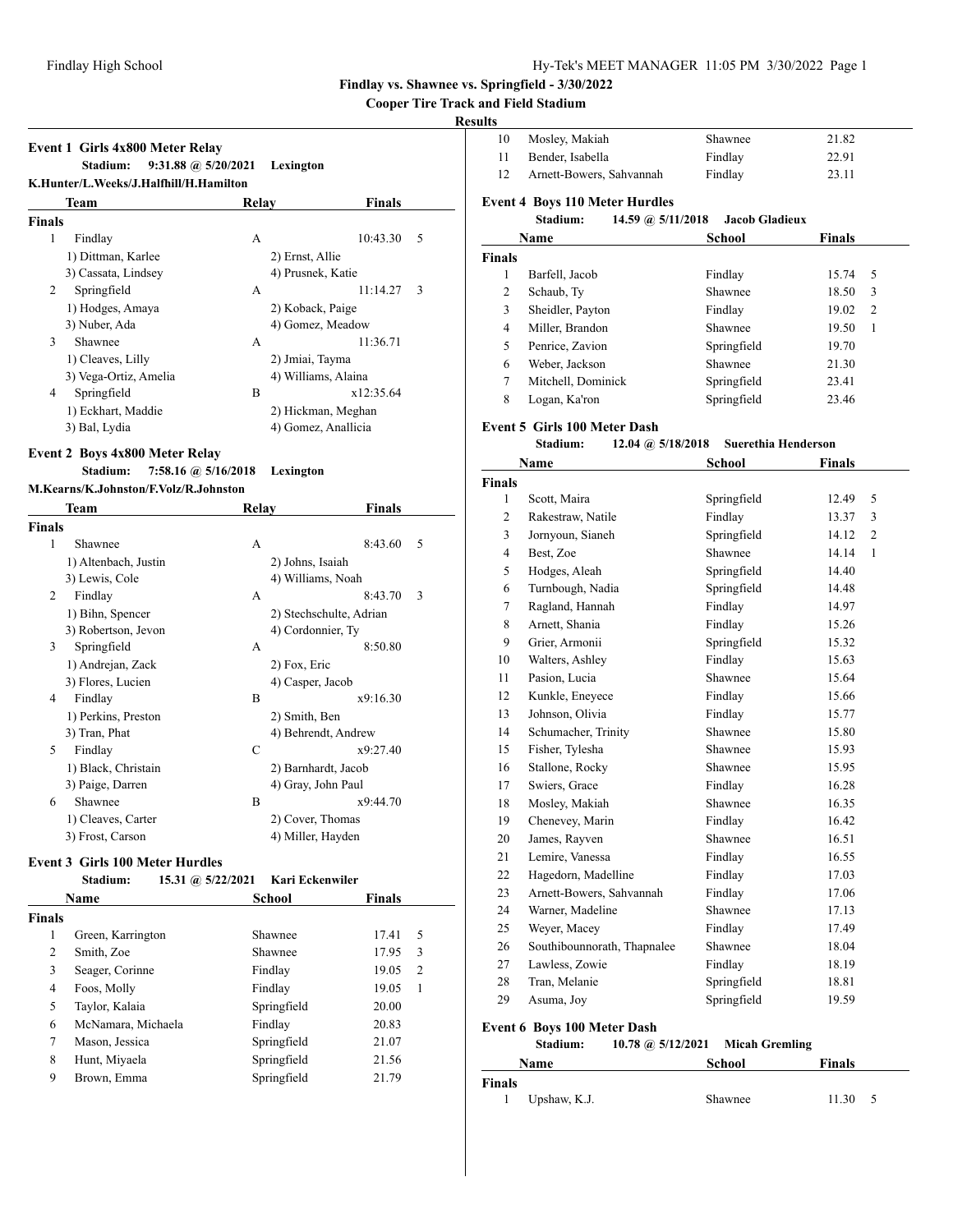**Findlay vs. Shawnee vs. Springfield - 3/30/2022**

**Cooper Tire Track and Field Stadium**

**Results**

### Event 1 Girls 4x800 Meter Relay

**Stadium: 9:31.88 @ 5/20/2021 Lexington**
**K.Hunter/L.Weeks/J.Halfhill/H.Hamilton**

| | Team | Relay | Finals | |
|---|---|---|---|---|
| **Finals** | | | | |
| 1 | Findlay | A | 10:43.30 | 5 |
| | 1) Dittman, Karlee | 2) Ernst, Allie | | |
| | 3) Cassata, Lindsey | 4) Prusnek, Katie | | |
| 2 | Springfield | A | 11:14.27 | 3 |
| | 1) Hodges, Amaya | 2) Koback, Paige | | |
| | 3) Nuber, Ada | 4) Gomez, Meadow | | |
| 3 | Shawnee | A | 11:36.71 | |
| | 1) Cleaves, Lilly | 2) Jmiai, Tayma | | |
| | 3) Vega-Ortiz, Amelia | 4) Williams, Alaina | | |
| 4 | Springfield | B | x12:35.64 | |
| | 1) Eckhart, Maddie | 2) Hickman, Meghan | | |
| | 3) Bal, Lydia | 4) Gomez, Anallicia | | |

### Event 2 Boys 4x800 Meter Relay

**Stadium: 7:58.16 @ 5/16/2018 Lexington**
**M.Kearns/K.Johnston/F.Volz/R.Johnston**

| | Team | Relay | Finals | |
|---|---|---|---|---|
| **Finals** | | | | |
| 1 | Shawnee | A | 8:43.60 | 5 |
| | 1) Altenbach, Justin | 2) Johns, Isaiah | | |
| | 3) Lewis, Cole | 4) Williams, Noah | | |
| 2 | Findlay | A | 8:43.70 | 3 |
| | 1) Bihn, Spencer | 2) Stechschulte, Adrian | | |
| | 3) Robertson, Jevon | 4) Cordonnier, Ty | | |
| 3 | Springfield | A | 8:50.80 | |
| | 1) Andrejan, Zack | 2) Fox, Eric | | |
| | 3) Flores, Lucien | 4) Casper, Jacob | | |
| 4 | Findlay | B | x9:16.30 | |
| | 1) Perkins, Preston | 2) Smith, Ben | | |
| | 3) Tran, Phat | 4) Behrendt, Andrew | | |
| 5 | Findlay | C | x9:27.40 | |
| | 1) Black, Christain | 2) Barnhardt, Jacob | | |
| | 3) Paige, Darren | 4) Gray, John Paul | | |
| 6 | Shawnee | B | x9:44.70 | |
| | 1) Cleaves, Carter | 2) Cover, Thomas | | |
| | 3) Frost, Carson | 4) Miller, Hayden | | |

### Event 3 Girls 100 Meter Hurdles

**Stadium: 15.31 @ 5/22/2021 Kari Eckenwiler**

| | Name | School | Finals | |
|---|---|---|---|---|
| **Finals** | | | | |
| 1 | Green, Karrington | Shawnee | 17.41 | 5 |
| 2 | Smith, Zoe | Shawnee | 17.95 | 3 |
| 3 | Seager, Corinne | Findlay | 19.05 | 2 |
| 4 | Foos, Molly | Findlay | 19.05 | 1 |
| 5 | Taylor, Kalaia | Springfield | 20.00 | |
| 6 | McNamara, Michaela | Findlay | 20.83 | |
| 7 | Mason, Jessica | Springfield | 21.07 | |
| 8 | Hunt, Miyaela | Springfield | 21.56 | |
| 9 | Brown, Emma | Springfield | 21.79 | |
| 10 | Mosley, Makiah | Shawnee | 21.82 | |
| 11 | Bender, Isabella | Findlay | 22.91 | |
| 12 | Arnett-Bowers, Sahvannah | Findlay | 23.11 | |

### Event 4 Boys 110 Meter Hurdles

**Stadium: 14.59 @ 5/11/2018 Jacob Gladieux**

| | Name | School | Finals | |
|---|---|---|---|---|
| **Finals** | | | | |
| 1 | Barfell, Jacob | Findlay | 15.74 | 5 |
| 2 | Schaub, Ty | Shawnee | 18.50 | 3 |
| 3 | Sheidler, Payton | Findlay | 19.02 | 2 |
| 4 | Miller, Brandon | Shawnee | 19.50 | 1 |
| 5 | Penrice, Zavion | Springfield | 19.70 | |
| 6 | Weber, Jackson | Shawnee | 21.30 | |
| 7 | Mitchell, Dominick | Springfield | 23.41 | |
| 8 | Logan, Ka'ron | Springfield | 23.46 | |

### Event 5 Girls 100 Meter Dash

**Stadium: 12.04 @ 5/18/2018 Suerethia Henderson**

| | Name | School | Finals | |
|---|---|---|---|---|
| **Finals** | | | | |
| 1 | Scott, Maira | Springfield | 12.49 | 5 |
| 2 | Rakestraw, Natile | Findlay | 13.37 | 3 |
| 3 | Jornyoun, Sianeh | Springfield | 14.12 | 2 |
| 4 | Best, Zoe | Shawnee | 14.14 | 1 |
| 5 | Hodges, Aleah | Springfield | 14.40 | |
| 6 | Turnbough, Nadia | Springfield | 14.48 | |
| 7 | Ragland, Hannah | Findlay | 14.97 | |
| 8 | Arnett, Shania | Findlay | 15.26 | |
| 9 | Grier, Armonii | Springfield | 15.32 | |
| 10 | Walters, Ashley | Findlay | 15.63 | |
| 11 | Pasion, Lucia | Shawnee | 15.64 | |
| 12 | Kunkle, Eneyece | Findlay | 15.66 | |
| 13 | Johnson, Olivia | Findlay | 15.77 | |
| 14 | Schumacher, Trinity | Shawnee | 15.80 | |
| 15 | Fisher, Tylesha | Shawnee | 15.93 | |
| 16 | Stallone, Rocky | Shawnee | 15.95 | |
| 17 | Swiers, Grace | Findlay | 16.28 | |
| 18 | Mosley, Makiah | Shawnee | 16.35 | |
| 19 | Chenevey, Marin | Findlay | 16.42 | |
| 20 | James, Rayven | Shawnee | 16.51 | |
| 21 | Lemire, Vanessa | Findlay | 16.55 | |
| 22 | Hagedorn, Madelline | Findlay | 17.03 | |
| 23 | Arnett-Bowers, Sahvannah | Findlay | 17.06 | |
| 24 | Warner, Madeline | Shawnee | 17.13 | |
| 25 | Weyer, Macey | Findlay | 17.49 | |
| 26 | Southibounnorath, Thapnalee | Shawnee | 18.04 | |
| 27 | Lawless, Zowie | Findlay | 18.19 | |
| 28 | Tran, Melanie | Springfield | 18.81 | |
| 29 | Asuma, Joy | Springfield | 19.59 | |

### Event 6 Boys 100 Meter Dash

**Stadium: 10.78 @ 5/12/2021 Micah Gremling**

| | Name | School | Finals | |
|---|---|---|---|---|
| **Finals** | | | | |
| 1 | Upshaw, K.J. | Shawnee | 11.30 | 5 |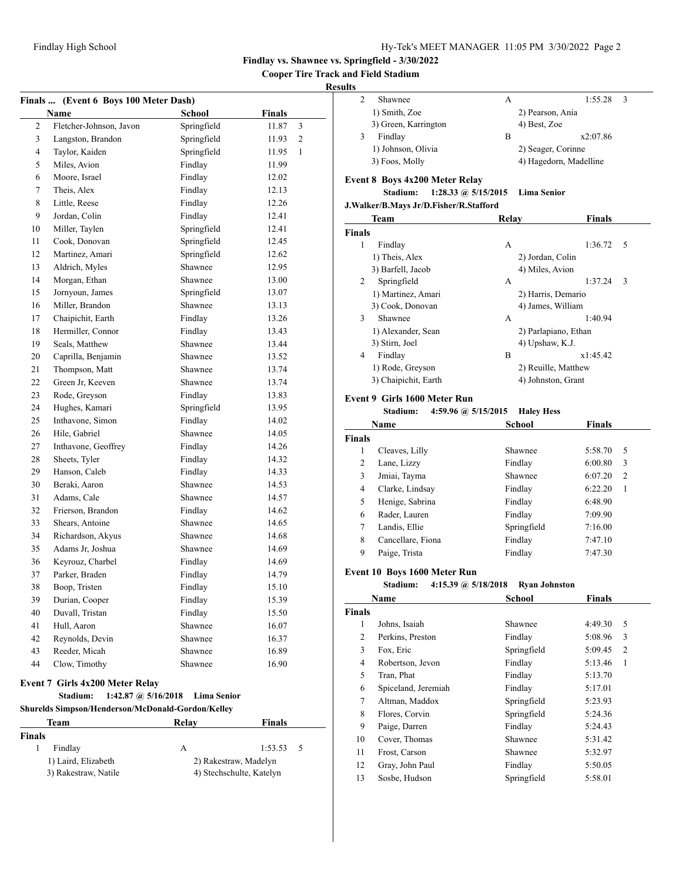## Findlay vs. Shawnee vs. Springfield - 3/30/2022

### Cooper Tire Track and Field Stadium

#### Results

### Finals ... (Event 6 Boys 100 Meter Dash)

| | Name | School | Finals | |
|---|---|---|---|---|
| 2 | Fletcher-Johnson, Javon | Springfield | 11.87 | 3 |
| 3 | Langston, Brandon | Springfield | 11.93 | 2 |
| 4 | Taylor, Kaiden | Springfield | 11.95 | 1 |
| 5 | Miles, Avion | Findlay | 11.99 | |
| 6 | Moore, Israel | Findlay | 12.02 | |
| 7 | Theis, Alex | Findlay | 12.13 | |
| 8 | Little, Reese | Findlay | 12.26 | |
| 9 | Jordan, Colin | Findlay | 12.41 | |
| 10 | Miller, Taylen | Springfield | 12.41 | |
| 11 | Cook, Donovan | Springfield | 12.45 | |
| 12 | Martinez, Amari | Springfield | 12.62 | |
| 13 | Aldrich, Myles | Shawnee | 12.95 | |
| 14 | Morgan, Ethan | Shawnee | 13.00 | |
| 15 | Jornyoun, James | Springfield | 13.07 | |
| 16 | Miller, Brandon | Shawnee | 13.13 | |
| 17 | Chaipichit, Earth | Findlay | 13.26 | |
| 18 | Hermiller, Connor | Findlay | 13.43 | |
| 19 | Seals, Matthew | Shawnee | 13.44 | |
| 20 | Caprilla, Benjamin | Shawnee | 13.52 | |
| 21 | Thompson, Matt | Shawnee | 13.74 | |
| 22 | Green Jr, Keeven | Shawnee | 13.74 | |
| 23 | Rode, Greyson | Findlay | 13.83 | |
| 24 | Hughes, Kamari | Springfield | 13.95 | |
| 25 | Inthavone, Simon | Findlay | 14.02 | |
| 26 | Hile, Gabriel | Shawnee | 14.05 | |
| 27 | Inthavone, Geoffrey | Findlay | 14.26 | |
| 28 | Sheets, Tyler | Findlay | 14.32 | |
| 29 | Hanson, Caleb | Findlay | 14.33 | |
| 30 | Beraki, Aaron | Shawnee | 14.53 | |
| 31 | Adams, Cale | Shawnee | 14.57 | |
| 32 | Frierson, Brandon | Findlay | 14.62 | |
| 33 | Shears, Antoine | Shawnee | 14.65 | |
| 34 | Richardson, Akyus | Shawnee | 14.68 | |
| 35 | Adams Jr, Joshua | Shawnee | 14.69 | |
| 36 | Keyrouz, Charbel | Findlay | 14.69 | |
| 37 | Parker, Braden | Findlay | 14.79 | |
| 38 | Boop, Tristen | Findlay | 15.10 | |
| 39 | Durian, Cooper | Findlay | 15.39 | |
| 40 | Duvall, Tristan | Findlay | 15.50 | |
| 41 | Hull, Aaron | Shawnee | 16.07 | |
| 42 | Reynolds, Devin | Shawnee | 16.37 | |
| 43 | Reeder, Micah | Shawnee | 16.89 | |
| 44 | Clow, Timothy | Shawnee | 16.90 | |

### Event 7 Girls 4x200 Meter Relay

**Stadium: 1:42.87 @ 5/16/2018 Lima Senior**

**Shurelds Simpson/Henderson/McDonald-Gordon/Kelley**

| | Team | Relay | Finals | |
|---|---|---|---|---|
| **Finals** | | | | |
| 1 | Findlay | A | 1:53.53 | 5 |
| | 1) Laird, Elizabeth | 2) Rakestraw, Madelyn | | |
| | 3) Rakestraw, Natile | 4) Stechschulte, Katelyn | | |
| 2 | Shawnee | A | 1:55.28 | 3 |
| | 1) Smith, Zoe | 2) Pearson, Ania | | |
| | 3) Green, Karrington | 4) Best, Zoe | | |
| 3 | Findlay | B | x2:07.86 | |
| | 1) Johnson, Olivia | 2) Seager, Corinne | | |
| | 3) Foos, Molly | 4) Hagedorn, Madelline | | |

### Event 8 Boys 4x200 Meter Relay

**Stadium: 1:28.33 @ 5/15/2015 Lima Senior**

**J.Walker/B.Mays Jr/D.Fisher/R.Stafford**

| | Team | Relay | Finals | |
|---|---|---|---|---|
| **Finals** | | | | |
| 1 | Findlay | A | 1:36.72 | 5 |
| | 1) Theis, Alex | 2) Jordan, Colin | | |
| | 3) Barfell, Jacob | 4) Miles, Avion | | |
| 2 | Springfield | A | 1:37.24 | 3 |
| | 1) Martinez, Amari | 2) Harris, Demario | | |
| | 3) Cook, Donovan | 4) James, William | | |
| 3 | Shawnee | A | 1:40.94 | |
| | 1) Alexander, Sean | 2) Parlapiano, Ethan | | |
| | 3) Stirn, Joel | 4) Upshaw, K.J. | | |
| 4 | Findlay | B | x1:45.42 | |
| | 1) Rode, Greyson | 2) Reuille, Matthew | | |
| | 3) Chaipichit, Earth | 4) Johnston, Grant | | |

### Event 9 Girls 1600 Meter Run

**Stadium: 4:59.96 @ 5/15/2015 Haley Hess**

| | Name | School | Finals | |
|---|---|---|---|---|
| **Finals** | | | | |
| 1 | Cleaves, Lilly | Shawnee | 5:58.70 | 5 |
| 2 | Lane, Lizzy | Findlay | 6:00.80 | 3 |
| 3 | Jmiai, Tayma | Shawnee | 6:07.20 | 2 |
| 4 | Clarke, Lindsay | Findlay | 6:22.20 | 1 |
| 5 | Henige, Sabrina | Findlay | 6:48.90 | |
| 6 | Rader, Lauren | Findlay | 7:09.90 | |
| 7 | Landis, Ellie | Springfield | 7:16.00 | |
| 8 | Cancellare, Fiona | Findlay | 7:47.10 | |
| 9 | Paige, Trista | Findlay | 7:47.30 | |

### Event 10 Boys 1600 Meter Run

**Stadium: 4:15.39 @ 5/18/2018 Ryan Johnston**

| | Name | School | Finals | |
|---|---|---|---|---|
| **Finals** | | | | |
| 1 | Johns, Isaiah | Shawnee | 4:49.30 | 5 |
| 2 | Perkins, Preston | Findlay | 5:08.96 | 3 |
| 3 | Fox, Eric | Springfield | 5:09.45 | 2 |
| 4 | Robertson, Jevon | Findlay | 5:13.46 | 1 |
| 5 | Tran, Phat | Findlay | 5:13.70 | |
| 6 | Spiceland, Jeremiah | Findlay | 5:17.01 | |
| 7 | Altman, Maddox | Springfield | 5:23.93 | |
| 8 | Flores, Corvin | Springfield | 5:24.36 | |
| 9 | Paige, Darren | Findlay | 5:24.43 | |
| 10 | Cover, Thomas | Shawnee | 5:31.42 | |
| 11 | Frost, Carson | Shawnee | 5:32.97 | |
| 12 | Gray, John Paul | Findlay | 5:50.05 | |
| 13 | Sosbe, Hudson | Springfield | 5:58.01 | |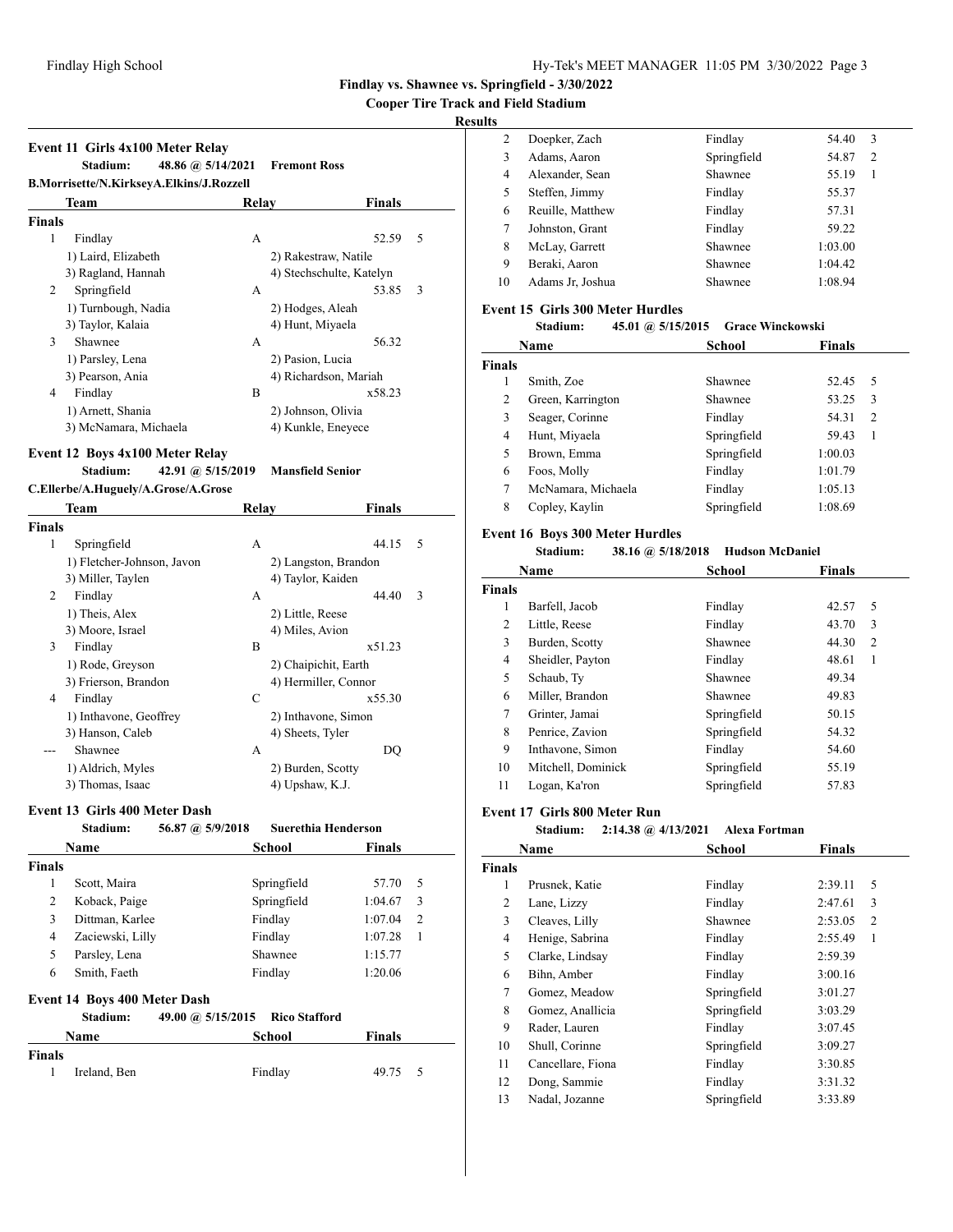**Findlay vs. Shawnee vs. Springfield - 3/30/2022**

**Cooper Tire Track and Field Stadium**

**Results**

### Event 11 Girls 4x100 Meter Relay

**Stadium:** 48.86 @ 5/14/2021 **Fremont Ross**

**B.Morrisette/N.KirkseyA.Elkins/J.Rozzell**

| | Team | Relay | Finals | |
|---|---|---|---|---|
| **Finals** | | | | |
| 1 | Findlay | A | 52.59 | 5 |
| | 1) Laird, Elizabeth | 2) Rakestraw, Natile | | |
| | 3) Ragland, Hannah | 4) Stechschulte, Katelyn | | |
| 2 | Springfield | A | 53.85 | 3 |
| | 1) Turnbough, Nadia | 2) Hodges, Aleah | | |
| | 3) Taylor, Kalaia | 4) Hunt, Miyaela | | |
| 3 | Shawnee | A | 56.32 | |
| | 1) Parsley, Lena | 2) Pasion, Lucia | | |
| | 3) Pearson, Ania | 4) Richardson, Mariah | | |
| 4 | Findlay | B | x58.23 | |
| | 1) Arnett, Shania | 2) Johnson, Olivia | | |
| | 3) McNamara, Michaela | 4) Kunkle, Eneyece | | |

### Event 12 Boys 4x100 Meter Relay

**Stadium:** 42.91 @ 5/15/2019 **Mansfield Senior**

**C.Ellerbe/A.Huguely/A.Grose/A.Grose**

| | Team | Relay | Finals | |
|---|---|---|---|---|
| **Finals** | | | | |
| 1 | Springfield | A | 44.15 | 5 |
| | 1) Fletcher-Johnson, Javon | 2) Langston, Brandon | | |
| | 3) Miller, Taylen | 4) Taylor, Kaiden | | |
| 2 | Findlay | A | 44.40 | 3 |
| | 1) Theis, Alex | 2) Little, Reese | | |
| | 3) Moore, Israel | 4) Miles, Avion | | |
| 3 | Findlay | B | x51.23 | |
| | 1) Rode, Greyson | 2) Chaipichit, Earth | | |
| | 3) Frierson, Brandon | 4) Hermiller, Connor | | |
| 4 | Findlay | C | x55.30 | |
| | 1) Inthavone, Geoffrey | 2) Inthavone, Simon | | |
| | 3) Hanson, Caleb | 4) Sheets, Tyler | | |
| --- | Shawnee | A | DQ | |
| | 1) Aldrich, Myles | 2) Burden, Scotty | | |
| | 3) Thomas, Isaac | 4) Upshaw, K.J. | | |

### Event 13 Girls 400 Meter Dash

**Stadium:** 56.87 @ 5/9/2018 **Suerethia Henderson**

| | Name | School | Finals | |
|---|---|---|---|---|
| **Finals** | | | | |
| 1 | Scott, Maira | Springfield | 57.70 | 5 |
| 2 | Koback, Paige | Springfield | 1:04.67 | 3 |
| 3 | Dittman, Karlee | Findlay | 1:07.04 | 2 |
| 4 | Zaciewski, Lilly | Findlay | 1:07.28 | 1 |
| 5 | Parsley, Lena | Shawnee | 1:15.77 | |
| 6 | Smith, Faeth | Findlay | 1:20.06 | |

### Event 14 Boys 400 Meter Dash

**Stadium:** 49.00 @ 5/15/2015 **Rico Stafford**

| | Name | School | Finals | |
|---|---|---|---|---|
| **Finals** | | | | |
| 1 | Ireland, Ben | Findlay | 49.75 | 5 |
| 2 | Doepker, Zach | Findlay | 54.40 | 3 |
| 3 | Adams, Aaron | Springfield | 54.87 | 2 |
| 4 | Alexander, Sean | Shawnee | 55.19 | 1 |
| 5 | Steffen, Jimmy | Findlay | 55.37 | |
| 6 | Reuille, Matthew | Findlay | 57.31 | |
| 7 | Johnston, Grant | Findlay | 59.22 | |
| 8 | McLay, Garrett | Shawnee | 1:03.00 | |
| 9 | Beraki, Aaron | Shawnee | 1:04.42 | |
| 10 | Adams Jr, Joshua | Shawnee | 1:08.94 | |

### Event 15 Girls 300 Meter Hurdles

**Stadium:** 45.01 @ 5/15/2015 **Grace Winckowski**

| | Name | School | Finals | |
|---|---|---|---|---|
| **Finals** | | | | |
| 1 | Smith, Zoe | Shawnee | 52.45 | 5 |
| 2 | Green, Karrington | Shawnee | 53.25 | 3 |
| 3 | Seager, Corinne | Findlay | 54.31 | 2 |
| 4 | Hunt, Miyaela | Springfield | 59.43 | 1 |
| 5 | Brown, Emma | Springfield | 1:00.03 | |
| 6 | Foos, Molly | Findlay | 1:01.79 | |
| 7 | McNamara, Michaela | Findlay | 1:05.13 | |
| 8 | Copley, Kaylin | Springfield | 1:08.69 | |

### Event 16 Boys 300 Meter Hurdles

**Stadium:** 38.16 @ 5/18/2018 **Hudson McDaniel**

| | Name | School | Finals | |
|---|---|---|---|---|
| **Finals** | | | | |
| 1 | Barfell, Jacob | Findlay | 42.57 | 5 |
| 2 | Little, Reese | Findlay | 43.70 | 3 |
| 3 | Burden, Scotty | Shawnee | 44.30 | 2 |
| 4 | Sheidler, Payton | Findlay | 48.61 | 1 |
| 5 | Schaub, Ty | Shawnee | 49.34 | |
| 6 | Miller, Brandon | Shawnee | 49.83 | |
| 7 | Grinter, Jamai | Springfield | 50.15 | |
| 8 | Penrice, Zavion | Springfield | 54.32 | |
| 9 | Inthavone, Simon | Findlay | 54.60 | |
| 10 | Mitchell, Dominick | Springfield | 55.19 | |
| 11 | Logan, Ka'ron | Springfield | 57.83 | |

### Event 17 Girls 800 Meter Run

**Stadium:** 2:14.38 @ 4/13/2021 **Alexa Fortman**

| | Name | School | Finals | |
|---|---|---|---|---|
| **Finals** | | | | |
| 1 | Prusnek, Katie | Findlay | 2:39.11 | 5 |
| 2 | Lane, Lizzy | Findlay | 2:47.61 | 3 |
| 3 | Cleaves, Lilly | Shawnee | 2:53.05 | 2 |
| 4 | Henige, Sabrina | Findlay | 2:55.49 | 1 |
| 5 | Clarke, Lindsay | Findlay | 2:59.39 | |
| 6 | Bihn, Amber | Findlay | 3:00.16 | |
| 7 | Gomez, Meadow | Springfield | 3:01.27 | |
| 8 | Gomez, Anallicia | Springfield | 3:03.29 | |
| 9 | Rader, Lauren | Findlay | 3:07.45 | |
| 10 | Shull, Corinne | Springfield | 3:09.27 | |
| 11 | Cancellare, Fiona | Findlay | 3:30.85 | |
| 12 | Dong, Sammie | Findlay | 3:31.32 | |
| 13 | Nadal, Jozanne | Springfield | 3:33.89 | |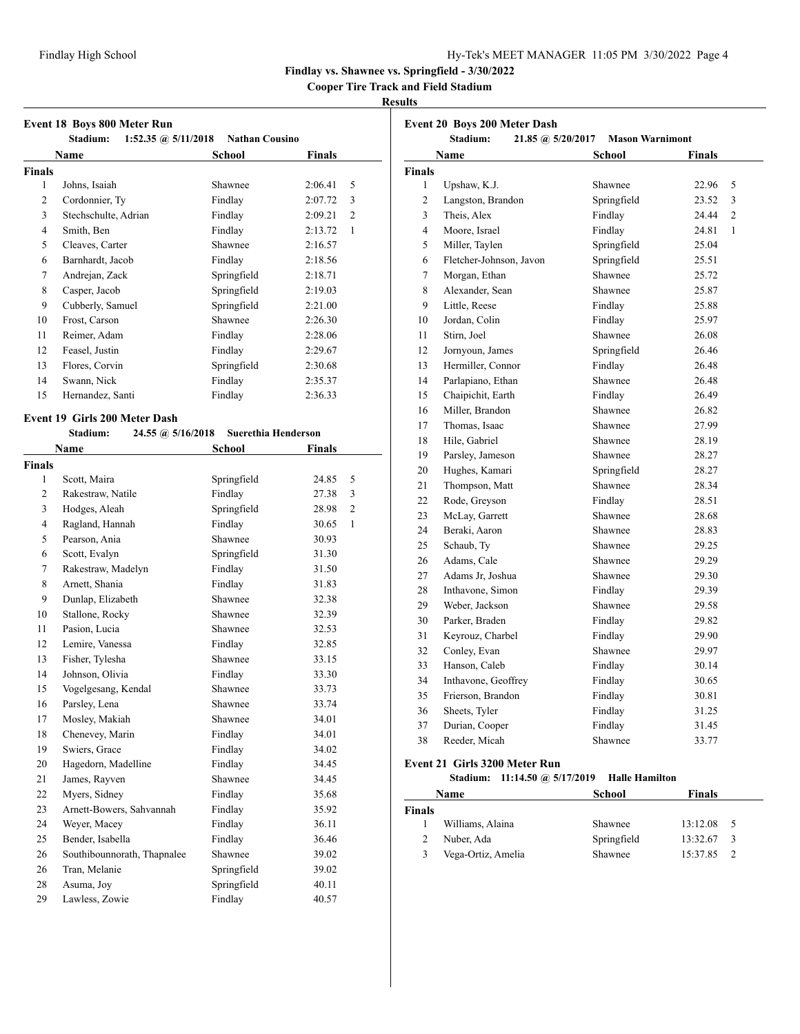**Findlay vs. Shawnee vs. Springfield - 3/30/2022**

**Cooper Tire Track and Field Stadium**

**Results**

### Event 18 Boys 800 Meter Run

**Stadium: 1:52.35 @ 5/11/2018 Nathan Cousino**

| | Name | School | Finals | |
|---|---|---|---|---|
| **Finals** | | | | |
| 1 | Johns, Isaiah | Shawnee | 2:06.41 | 5 |
| 2 | Cordonnier, Ty | Findlay | 2:07.72 | 3 |
| 3 | Stechschulte, Adrian | Findlay | 2:09.21 | 2 |
| 4 | Smith, Ben | Findlay | 2:13.72 | 1 |
| 5 | Cleaves, Carter | Shawnee | 2:16.57 | |
| 6 | Barnhardt, Jacob | Findlay | 2:18.56 | |
| 7 | Andrejan, Zack | Springfield | 2:18.71 | |
| 8 | Casper, Jacob | Springfield | 2:19.03 | |
| 9 | Cubberly, Samuel | Springfield | 2:21.00 | |
| 10 | Frost, Carson | Shawnee | 2:26.30 | |
| 11 | Reimer, Adam | Findlay | 2:28.06 | |
| 12 | Feasel, Justin | Findlay | 2:29.67 | |
| 13 | Flores, Corvin | Springfield | 2:30.68 | |
| 14 | Swann, Nick | Findlay | 2:35.37 | |
| 15 | Hernandez, Santi | Findlay | 2:36.33 | |

### Event 19 Girls 200 Meter Dash

**Stadium: 24.55 @ 5/16/2018 Suerethia Henderson**

| | Name | School | Finals | |
|---|---|---|---|---|
| **Finals** | | | | |
| 1 | Scott, Maira | Springfield | 24.85 | 5 |
| 2 | Rakestraw, Natile | Findlay | 27.38 | 3 |
| 3 | Hodges, Aleah | Springfield | 28.98 | 2 |
| 4 | Ragland, Hannah | Findlay | 30.65 | 1 |
| 5 | Pearson, Ania | Shawnee | 30.93 | |
| 6 | Scott, Evalyn | Springfield | 31.30 | |
| 7 | Rakestraw, Madelyn | Findlay | 31.50 | |
| 8 | Arnett, Shania | Findlay | 31.83 | |
| 9 | Dunlap, Elizabeth | Shawnee | 32.38 | |
| 10 | Stallone, Rocky | Shawnee | 32.39 | |
| 11 | Pasion, Lucia | Shawnee | 32.53 | |
| 12 | Lemire, Vanessa | Findlay | 32.85 | |
| 13 | Fisher, Tylesha | Shawnee | 33.15 | |
| 14 | Johnson, Olivia | Findlay | 33.30 | |
| 15 | Vogelgesang, Kendal | Shawnee | 33.73 | |
| 16 | Parsley, Lena | Shawnee | 33.74 | |
| 17 | Mosley, Makiah | Shawnee | 34.01 | |
| 18 | Chenevey, Marin | Findlay | 34.01 | |
| 19 | Swiers, Grace | Findlay | 34.02 | |
| 20 | Hagedorn, Madelline | Findlay | 34.45 | |
| 21 | James, Rayven | Shawnee | 34.45 | |
| 22 | Myers, Sidney | Findlay | 35.68 | |
| 23 | Arnett-Bowers, Sahvannah | Findlay | 35.92 | |
| 24 | Weyer, Macey | Findlay | 36.11 | |
| 25 | Bender, Isabella | Findlay | 36.46 | |
| 26 | Southibounnorath, Thapnalee | Shawnee | 39.02 | |
| 26 | Tran, Melanie | Springfield | 39.02 | |
| 28 | Asuma, Joy | Springfield | 40.11 | |
| 29 | Lawless, Zowie | Findlay | 40.57 | |

### Event 20 Boys 200 Meter Dash

**Stadium: 21.85 @ 5/20/2017 Mason Warnimont**

| | Name | School | Finals | |
|---|---|---|---|---|
| **Finals** | | | | |
| 1 | Upshaw, K.J. | Shawnee | 22.96 | 5 |
| 2 | Langston, Brandon | Springfield | 23.52 | 3 |
| 3 | Theis, Alex | Findlay | 24.44 | 2 |
| 4 | Moore, Israel | Findlay | 24.81 | 1 |
| 5 | Miller, Taylen | Springfield | 25.04 | |
| 6 | Fletcher-Johnson, Javon | Springfield | 25.51 | |
| 7 | Morgan, Ethan | Shawnee | 25.72 | |
| 8 | Alexander, Sean | Shawnee | 25.87 | |
| 9 | Little, Reese | Findlay | 25.88 | |
| 10 | Jordan, Colin | Findlay | 25.97 | |
| 11 | Stirn, Joel | Shawnee | 26.08 | |
| 12 | Jornyoun, James | Springfield | 26.46 | |
| 13 | Hermiller, Connor | Findlay | 26.48 | |
| 14 | Parlapiano, Ethan | Shawnee | 26.48 | |
| 15 | Chaipichit, Earth | Findlay | 26.49 | |
| 16 | Miller, Brandon | Shawnee | 26.82 | |
| 17 | Thomas, Isaac | Shawnee | 27.99 | |
| 18 | Hile, Gabriel | Shawnee | 28.19 | |
| 19 | Parsley, Jameson | Shawnee | 28.27 | |
| 20 | Hughes, Kamari | Springfield | 28.27 | |
| 21 | Thompson, Matt | Shawnee | 28.34 | |
| 22 | Rode, Greyson | Findlay | 28.51 | |
| 23 | McLay, Garrett | Shawnee | 28.68 | |
| 24 | Beraki, Aaron | Shawnee | 28.83 | |
| 25 | Schaub, Ty | Shawnee | 29.25 | |
| 26 | Adams, Cale | Shawnee | 29.29 | |
| 27 | Adams Jr, Joshua | Shawnee | 29.30 | |
| 28 | Inthavone, Simon | Findlay | 29.39 | |
| 29 | Weber, Jackson | Shawnee | 29.58 | |
| 30 | Parker, Braden | Findlay | 29.82 | |
| 31 | Keyrouz, Charbel | Findlay | 29.90 | |
| 32 | Conley, Evan | Shawnee | 29.97 | |
| 33 | Hanson, Caleb | Findlay | 30.14 | |
| 34 | Inthavone, Geoffrey | Findlay | 30.65 | |
| 35 | Frierson, Brandon | Findlay | 30.81 | |
| 36 | Sheets, Tyler | Findlay | 31.25 | |
| 37 | Durian, Cooper | Findlay | 31.45 | |
| 38 | Reeder, Micah | Shawnee | 33.77 | |

### Event 21 Girls 3200 Meter Run

**Stadium: 11:14.50 @ 5/17/2019 Halle Hamilton**

| | Name | School | Finals | |
|---|---|---|---|---|
| **Finals** | | | | |
| 1 | Williams, Alaina | Shawnee | 13:12.08 | 5 |
| 2 | Nuber, Ada | Springfield | 13:32.67 | 3 |
| 3 | Vega-Ortiz, Amelia | Shawnee | 15:37.85 | 2 |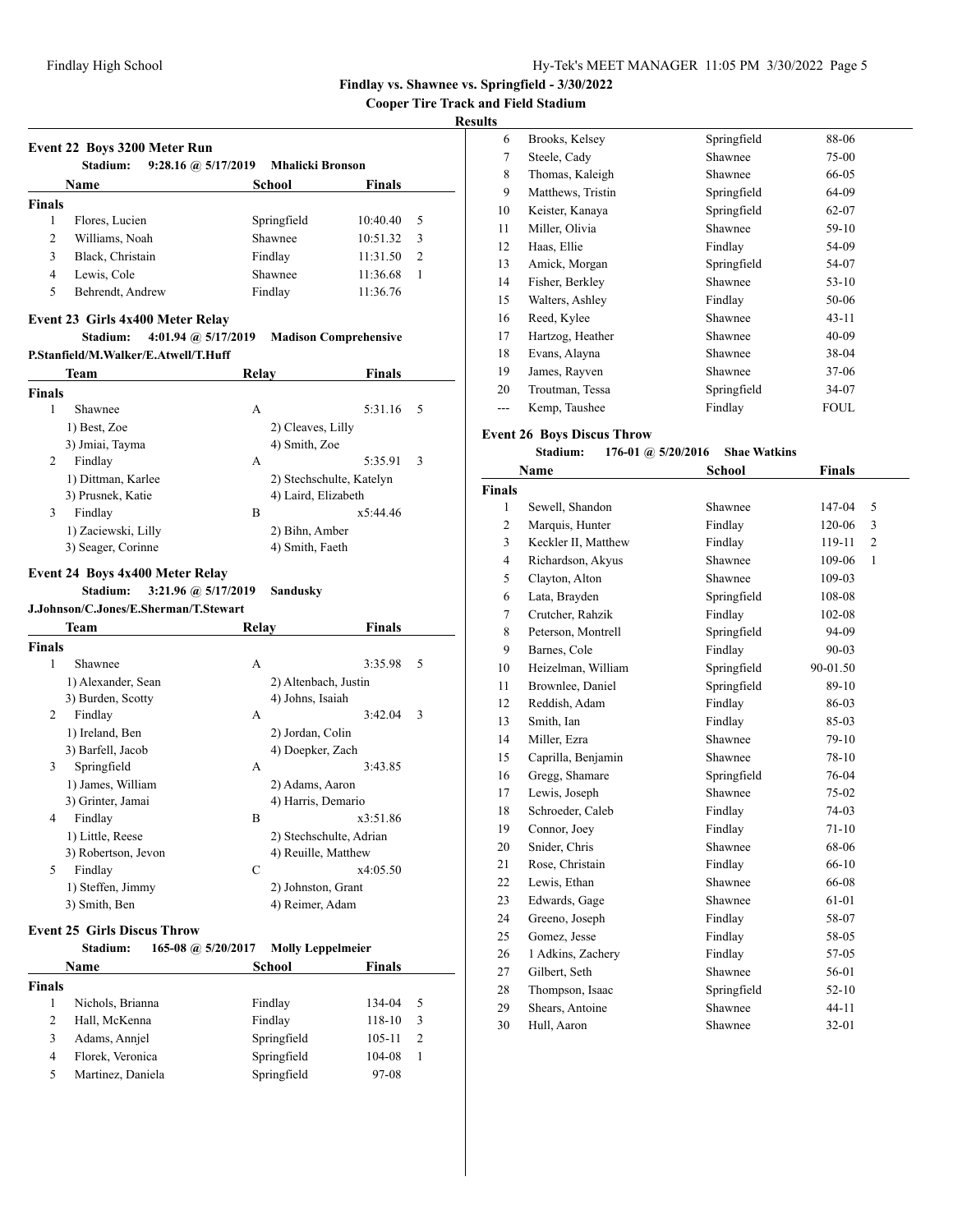**Findlay vs. Shawnee vs. Springfield - 3/30/2022**

**Cooper Tire Track and Field Stadium**

**Results**

### Event 22 Boys 3200 Meter Run

**Stadium:** 9:28.16 @ 5/17/2019 **Mhalicki Bronson**

| | Name | School | Finals | |
|---|---|---|---|---|
| **Finals** | | | | |
| 1 | Flores, Lucien | Springfield | 10:40.40 | 5 |
| 2 | Williams, Noah | Shawnee | 10:51.32 | 3 |
| 3 | Black, Christain | Findlay | 11:31.50 | 2 |
| 4 | Lewis, Cole | Shawnee | 11:36.68 | 1 |
| 5 | Behrendt, Andrew | Findlay | 11:36.76 | |

### Event 23 Girls 4x400 Meter Relay

**Stadium:** 4:01.94 @ 5/17/2019 **Madison Comprehensive**

**P.Stanfield/M.Walker/E.Atwell/T.Huff**

| | Team | Relay | Finals | |
|---|---|---|---|---|
| **Finals** | | | | |
| 1 | Shawnee | A | 5:31.16 | 5 |
| | 1) Best, Zoe | 2) Cleaves, Lilly | | |
| | 3) Jmiai, Tayma | 4) Smith, Zoe | | |
| 2 | Findlay | A | 5:35.91 | 3 |
| | 1) Dittman, Karlee | 2) Stechschulte, Katelyn | | |
| | 3) Prusnek, Katie | 4) Laird, Elizabeth | | |
| 3 | Findlay | B | x5:44.46 | |
| | 1) Zaciewski, Lilly | 2) Bihn, Amber | | |
| | 3) Seager, Corinne | 4) Smith, Faeth | | |

### Event 24 Boys 4x400 Meter Relay

**Stadium:** 3:21.96 @ 5/17/2019 **Sandusky**

**J.Johnson/C.Jones/E.Sherman/T.Stewart**

| | Team | Relay | Finals | |
|---|---|---|---|---|
| **Finals** | | | | |
| 1 | Shawnee | A | 3:35.98 | 5 |
| | 1) Alexander, Sean | 2) Altenbach, Justin | | |
| | 3) Burden, Scotty | 4) Johns, Isaiah | | |
| 2 | Findlay | A | 3:42.04 | 3 |
| | 1) Ireland, Ben | 2) Jordan, Colin | | |
| | 3) Barfell, Jacob | 4) Doepker, Zach | | |
| 3 | Springfield | A | 3:43.85 | |
| | 1) James, William | 2) Adams, Aaron | | |
| | 3) Grinter, Jamai | 4) Harris, Demario | | |
| 4 | Findlay | B | x3:51.86 | |
| | 1) Little, Reese | 2) Stechschulte, Adrian | | |
| | 3) Robertson, Jevon | 4) Reuille, Matthew | | |
| 5 | Findlay | C | x4:05.50 | |
| | 1) Steffen, Jimmy | 2) Johnston, Grant | | |
| | 3) Smith, Ben | 4) Reimer, Adam | | |

### Event 25 Girls Discus Throw

**Stadium:** 165-08 @ 5/20/2017 **Molly Leppelmeier**

| | Name | School | Finals | |
|---|---|---|---|---|
| **Finals** | | | | |
| 1 | Nichols, Brianna | Findlay | 134-04 | 5 |
| 2 | Hall, McKenna | Findlay | 118-10 | 3 |
| 3 | Adams, Annjel | Springfield | 105-11 | 2 |
| 4 | Florek, Veronica | Springfield | 104-08 | 1 |
| 5 | Martinez, Daniela | Springfield | 97-08 | |
| 6 | Brooks, Kelsey | Springfield | 88-06 | |
| 7 | Steele, Cady | Shawnee | 75-00 | |
| 8 | Thomas, Kaleigh | Shawnee | 66-05 | |
| 9 | Matthews, Tristin | Springfield | 64-09 | |
| 10 | Keister, Kanaya | Springfield | 62-07 | |
| 11 | Miller, Olivia | Shawnee | 59-10 | |
| 12 | Haas, Ellie | Findlay | 54-09 | |
| 13 | Amick, Morgan | Springfield | 54-07 | |
| 14 | Fisher, Berkley | Shawnee | 53-10 | |
| 15 | Walters, Ashley | Findlay | 50-06 | |
| 16 | Reed, Kylee | Shawnee | 43-11 | |
| 17 | Hartzog, Heather | Shawnee | 40-09 | |
| 18 | Evans, Alayna | Shawnee | 38-04 | |
| 19 | James, Rayven | Shawnee | 37-06 | |
| 20 | Troutman, Tessa | Springfield | 34-07 | |
| --- | Kemp, Taushee | Findlay | FOUL | |

### Event 26 Boys Discus Throw

**Stadium:** 176-01 @ 5/20/2016 **Shae Watkins**

| | Name | School | Finals | |
|---|---|---|---|---|
| **Finals** | | | | |
| 1 | Sewell, Shandon | Shawnee | 147-04 | 5 |
| 2 | Marquis, Hunter | Findlay | 120-06 | 3 |
| 3 | Keckler II, Matthew | Findlay | 119-11 | 2 |
| 4 | Richardson, Akyus | Shawnee | 109-06 | 1 |
| 5 | Clayton, Alton | Shawnee | 109-03 | |
| 6 | Lata, Brayden | Springfield | 108-08 | |
| 7 | Crutcher, Rahzik | Findlay | 102-08 | |
| 8 | Peterson, Montrell | Springfield | 94-09 | |
| 9 | Barnes, Cole | Findlay | 90-03 | |
| 10 | Heizelman, William | Springfield | 90-01.50 | |
| 11 | Brownlee, Daniel | Springfield | 89-10 | |
| 12 | Reddish, Adam | Findlay | 86-03 | |
| 13 | Smith, Ian | Findlay | 85-03 | |
| 14 | Miller, Ezra | Shawnee | 79-10 | |
| 15 | Caprilla, Benjamin | Shawnee | 78-10 | |
| 16 | Gregg, Shamare | Springfield | 76-04 | |
| 17 | Lewis, Joseph | Shawnee | 75-02 | |
| 18 | Schroeder, Caleb | Findlay | 74-03 | |
| 19 | Connor, Joey | Findlay | 71-10 | |
| 20 | Snider, Chris | Shawnee | 68-06 | |
| 21 | Rose, Christain | Findlay | 66-10 | |
| 22 | Lewis, Ethan | Shawnee | 66-08 | |
| 23 | Edwards, Gage | Shawnee | 61-01 | |
| 24 | Greeno, Joseph | Findlay | 58-07 | |
| 25 | Gomez, Jesse | Findlay | 58-05 | |
| 26 | 1 Adkins, Zachery | Findlay | 57-05 | |
| 27 | Gilbert, Seth | Shawnee | 56-01 | |
| 28 | Thompson, Isaac | Springfield | 52-10 | |
| 29 | Shears, Antoine | Shawnee | 44-11 | |
| 30 | Hull, Aaron | Shawnee | 32-01 | |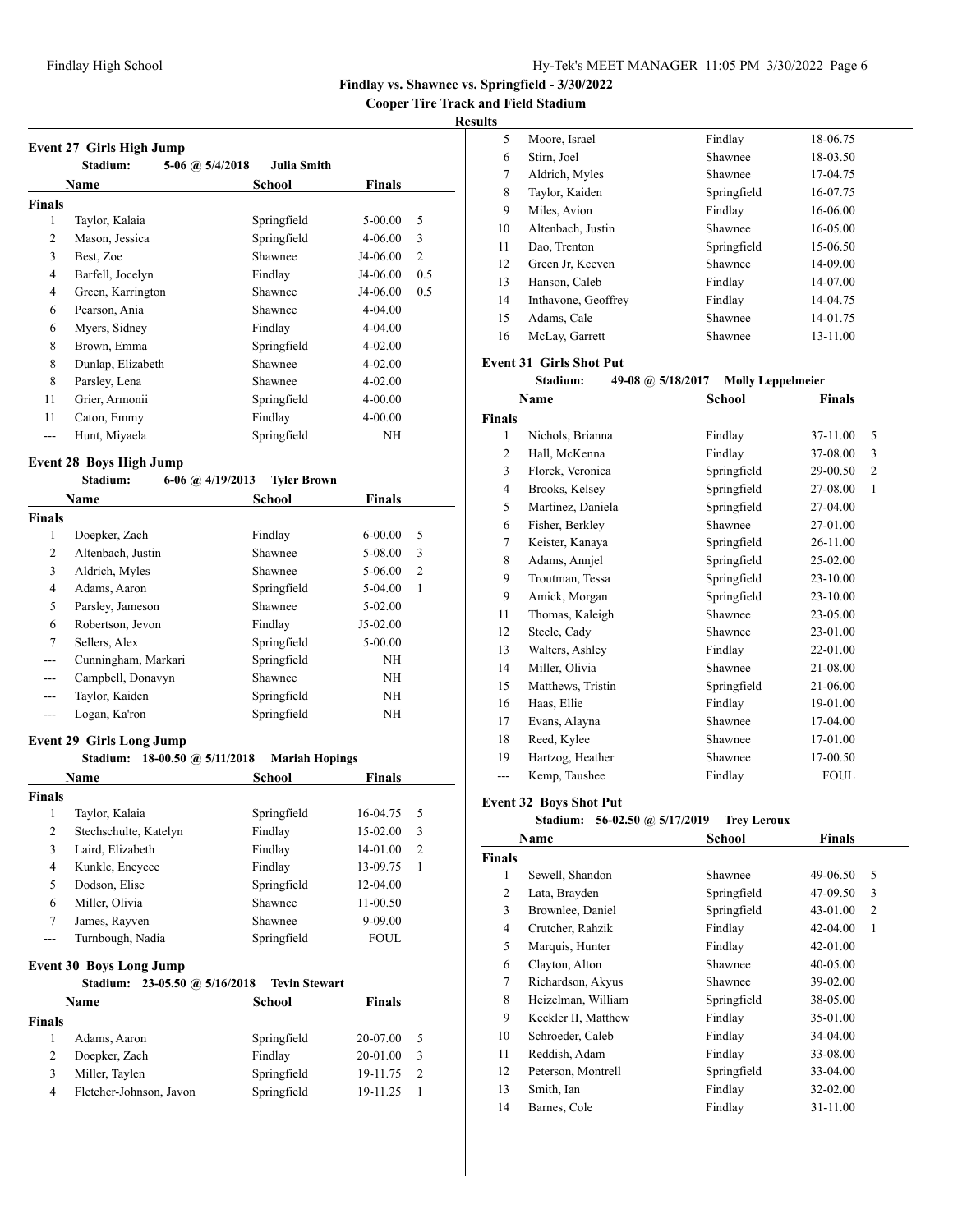**Findlay vs. Shawnee vs. Springfield - 3/30/2022**

**Cooper Tire Track and Field Stadium**

**Results**

### Event 27 Girls High Jump

Stadium: 5-06 @ 5/4/2018 Julia Smith

| | Name | School | Finals | |
|---|---|---|---|---|
| **Finals** | | | | |
| 1 | Taylor, Kalaia | Springfield | 5-00.00 | 5 |
| 2 | Mason, Jessica | Springfield | 4-06.00 | 3 |
| 3 | Best, Zoe | Shawnee | J4-06.00 | 2 |
| 4 | Barfell, Jocelyn | Findlay | J4-06.00 | 0.5 |
| 4 | Green, Karrington | Shawnee | J4-06.00 | 0.5 |
| 6 | Pearson, Ania | Shawnee | 4-04.00 | |
| 6 | Myers, Sidney | Findlay | 4-04.00 | |
| 8 | Brown, Emma | Springfield | 4-02.00 | |
| 8 | Dunlap, Elizabeth | Shawnee | 4-02.00 | |
| 8 | Parsley, Lena | Shawnee | 4-02.00 | |
| 11 | Grier, Armonii | Springfield | 4-00.00 | |
| 11 | Caton, Emmy | Findlay | 4-00.00 | |
| --- | Hunt, Miyaela | Springfield | NH | |

### Event 28 Boys High Jump

Stadium: 6-06 @ 4/19/2013 Tyler Brown

| | Name | School | Finals | |
|---|---|---|---|---|
| **Finals** | | | | |
| 1 | Doepker, Zach | Findlay | 6-00.00 | 5 |
| 2 | Altenbach, Justin | Shawnee | 5-08.00 | 3 |
| 3 | Aldrich, Myles | Shawnee | 5-06.00 | 2 |
| 4 | Adams, Aaron | Springfield | 5-04.00 | 1 |
| 5 | Parsley, Jameson | Shawnee | 5-02.00 | |
| 6 | Robertson, Jevon | Findlay | J5-02.00 | |
| 7 | Sellers, Alex | Springfield | 5-00.00 | |
| --- | Cunningham, Markari | Springfield | NH | |
| --- | Campbell, Donavyn | Shawnee | NH | |
| --- | Taylor, Kaiden | Springfield | NH | |
| --- | Logan, Ka'ron | Springfield | NH | |

### Event 29 Girls Long Jump

Stadium: 18-00.50 @ 5/11/2018 Mariah Hopings

| | Name | School | Finals | |
|---|---|---|---|---|
| **Finals** | | | | |
| 1 | Taylor, Kalaia | Springfield | 16-04.75 | 5 |
| 2 | Stechschulte, Katelyn | Findlay | 15-02.00 | 3 |
| 3 | Laird, Elizabeth | Findlay | 14-01.00 | 2 |
| 4 | Kunkle, Eneyece | Findlay | 13-09.75 | 1 |
| 5 | Dodson, Elise | Springfield | 12-04.00 | |
| 6 | Miller, Olivia | Shawnee | 11-00.50 | |
| 7 | James, Rayven | Shawnee | 9-09.00 | |
| --- | Turnbough, Nadia | Springfield | FOUL | |

### Event 30 Boys Long Jump

Stadium: 23-05.50 @ 5/16/2018 Tevin Stewart

| | Name | School | Finals | |
|---|---|---|---|---|
| **Finals** | | | | |
| 1 | Adams, Aaron | Springfield | 20-07.00 | 5 |
| 2 | Doepker, Zach | Findlay | 20-01.00 | 3 |
| 3 | Miller, Taylen | Springfield | 19-11.75 | 2 |
| 4 | Fletcher-Johnson, Javon | Springfield | 19-11.25 | 1 |
| 5 | Moore, Israel | Findlay | 18-06.75 | |
| 6 | Stirn, Joel | Shawnee | 18-03.50 | |
| 7 | Aldrich, Myles | Shawnee | 17-04.75 | |
| 8 | Taylor, Kaiden | Springfield | 16-07.75 | |
| 9 | Miles, Avion | Findlay | 16-06.00 | |
| 10 | Altenbach, Justin | Shawnee | 16-05.00 | |
| 11 | Dao, Trenton | Springfield | 15-06.50 | |
| 12 | Green Jr, Keeven | Shawnee | 14-09.00 | |
| 13 | Hanson, Caleb | Findlay | 14-07.00 | |
| 14 | Inthavone, Geoffrey | Findlay | 14-04.75 | |
| 15 | Adams, Cale | Shawnee | 14-01.75 | |
| 16 | McLay, Garrett | Shawnee | 13-11.00 | |

### Event 31 Girls Shot Put

Stadium: 49-08 @ 5/18/2017 Molly Leppelmeier

| | Name | School | Finals | |
|---|---|---|---|---|
| **Finals** | | | | |
| 1 | Nichols, Brianna | Findlay | 37-11.00 | 5 |
| 2 | Hall, McKenna | Findlay | 37-08.00 | 3 |
| 3 | Florek, Veronica | Springfield | 29-00.50 | 2 |
| 4 | Brooks, Kelsey | Springfield | 27-08.00 | 1 |
| 5 | Martinez, Daniela | Springfield | 27-04.00 | |
| 6 | Fisher, Berkley | Shawnee | 27-01.00 | |
| 7 | Keister, Kanaya | Springfield | 26-11.00 | |
| 8 | Adams, Annjel | Springfield | 25-02.00 | |
| 9 | Troutman, Tessa | Springfield | 23-10.00 | |
| 9 | Amick, Morgan | Springfield | 23-10.00 | |
| 11 | Thomas, Kaleigh | Shawnee | 23-05.00 | |
| 12 | Steele, Cady | Shawnee | 23-01.00 | |
| 13 | Walters, Ashley | Findlay | 22-01.00 | |
| 14 | Miller, Olivia | Shawnee | 21-08.00 | |
| 15 | Matthews, Tristin | Springfield | 21-06.00 | |
| 16 | Haas, Ellie | Findlay | 19-01.00 | |
| 17 | Evans, Alayna | Shawnee | 17-04.00 | |
| 18 | Reed, Kylee | Shawnee | 17-01.00 | |
| 19 | Hartzog, Heather | Shawnee | 17-00.50 | |
| --- | Kemp, Taushee | Findlay | FOUL | |

### Event 32 Boys Shot Put

Stadium: 56-02.50 @ 5/17/2019 Trey Leroux

| | Name | School | Finals | |
|---|---|---|---|---|
| **Finals** | | | | |
| 1 | Sewell, Shandon | Shawnee | 49-06.50 | 5 |
| 2 | Lata, Brayden | Springfield | 47-09.50 | 3 |
| 3 | Brownlee, Daniel | Springfield | 43-01.00 | 2 |
| 4 | Crutcher, Rahzik | Findlay | 42-04.00 | 1 |
| 5 | Marquis, Hunter | Findlay | 42-01.00 | |
| 6 | Clayton, Alton | Shawnee | 40-05.00 | |
| 7 | Richardson, Akyus | Shawnee | 39-02.00 | |
| 8 | Heizelman, William | Springfield | 38-05.00 | |
| 9 | Keckler II, Matthew | Findlay | 35-01.00 | |
| 10 | Schroeder, Caleb | Findlay | 34-04.00 | |
| 11 | Reddish, Adam | Findlay | 33-08.00 | |
| 12 | Peterson, Montrell | Springfield | 33-04.00 | |
| 13 | Smith, Ian | Findlay | 32-02.00 | |
| 14 | Barnes, Cole | Findlay | 31-11.00 | |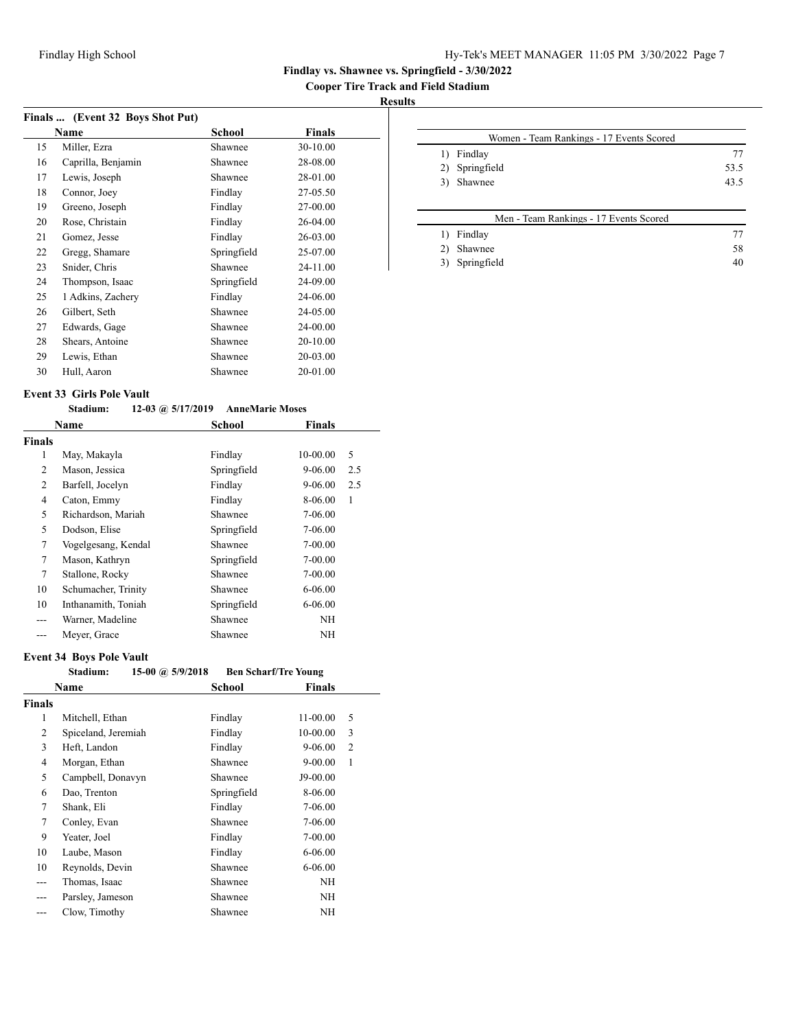### Finals ... (Event 32 Boys Shot Put)

| | Name | School | Finals |
|---|---|---|---|
| 15 | Miller, Ezra | Shawnee | 30-10.00 |
| 16 | Caprilla, Benjamin | Shawnee | 28-08.00 |
| 17 | Lewis, Joseph | Shawnee | 28-01.00 |
| 18 | Connor, Joey | Findlay | 27-05.50 |
| 19 | Greeno, Joseph | Findlay | 27-00.00 |
| 20 | Rose, Christain | Findlay | 26-04.00 |
| 21 | Gomez, Jesse | Findlay | 26-03.00 |
| 22 | Gregg, Shamare | Springfield | 25-07.00 |
| 23 | Snider, Chris | Shawnee | 24-11.00 |
| 24 | Thompson, Isaac | Springfield | 24-09.00 |
| 25 | 1 Adkins, Zachery | Findlay | 24-06.00 |
| 26 | Gilbert, Seth | Shawnee | 24-05.00 |
| 27 | Edwards, Gage | Shawnee | 24-00.00 |
| 28 | Shears, Antoine | Shawnee | 20-10.00 |
| 29 | Lewis, Ethan | Shawnee | 20-03.00 |
| 30 | Hull, Aaron | Shawnee | 20-01.00 |

### Event 33 Girls Pole Vault

**Stadium: 12-03 @ 5/17/2019 AnneMarie Moses**

| | Name | School | Finals | |
|---|---|---|---|---|
| **Finals** | | | | |
| 1 | May, Makayla | Findlay | 10-00.00 | 5 |
| 2 | Mason, Jessica | Springfield | 9-06.00 | 2.5 |
| 2 | Barfell, Jocelyn | Findlay | 9-06.00 | 2.5 |
| 4 | Caton, Emmy | Findlay | 8-06.00 | 1 |
| 5 | Richardson, Mariah | Shawnee | 7-06.00 | |
| 5 | Dodson, Elise | Springfield | 7-06.00 | |
| 7 | Vogelgesang, Kendal | Shawnee | 7-00.00 | |
| 7 | Mason, Kathryn | Springfield | 7-00.00 | |
| 7 | Stallone, Rocky | Shawnee | 7-00.00 | |
| 10 | Schumacher, Trinity | Shawnee | 6-06.00 | |
| 10 | Inthanamith, Toniah | Springfield | 6-06.00 | |
| --- | Warner, Madeline | Shawnee | NH | |
| --- | Meyer, Grace | Shawnee | NH | |

### Event 34 Boys Pole Vault

**Stadium: 15-00 @ 5/9/2018 Ben Scharf/Tre Young**

| | Name | School | Finals | |
|---|---|---|---|---|
| **Finals** | | | | |
| 1 | Mitchell, Ethan | Findlay | 11-00.00 | 5 |
| 2 | Spiceland, Jeremiah | Findlay | 10-00.00 | 3 |
| 3 | Heft, Landon | Findlay | 9-06.00 | 2 |
| 4 | Morgan, Ethan | Shawnee | 9-00.00 | 1 |
| 5 | Campbell, Donavyn | Shawnee | J9-00.00 | |
| 6 | Dao, Trenton | Springfield | 8-06.00 | |
| 7 | Shank, Eli | Findlay | 7-06.00 | |
| 7 | Conley, Evan | Shawnee | 7-06.00 | |
| 9 | Yeater, Joel | Findlay | 7-00.00 | |
| 10 | Laube, Mason | Findlay | 6-06.00 | |
| 10 | Reynolds, Devin | Shawnee | 6-06.00 | |
| --- | Thomas, Isaac | Shawnee | NH | |
| --- | Parsley, Jameson | Shawnee | NH | |
| --- | Clow, Timothy | Shawnee | NH | |

| Women - Team Rankings - 17 Events Scored | | |
|---|---|---|
| 1) | Findlay | 77 |
| 2) | Springfield | 53.5 |
| 3) | Shawnee | 43.5 |

| Men - Team Rankings - 17 Events Scored | | |
|---|---|---|
| 1) | Findlay | 77 |
| 2) | Shawnee | 58 |
| 3) | Springfield | 40 |